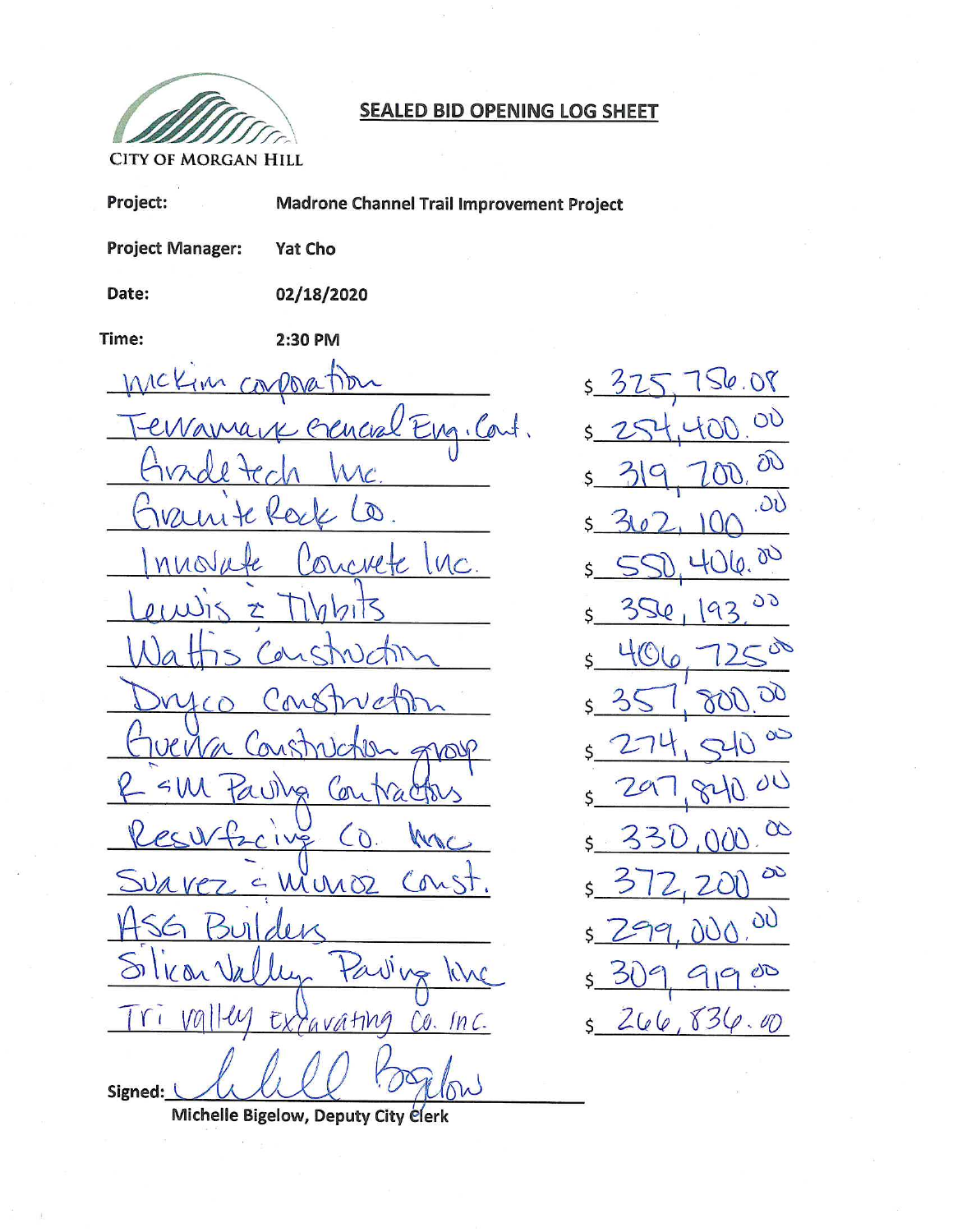CITY OF MORGAN HILL

## SEALED BID OPENING LOG SHEET

**Project:** Madrone Channel Trail Improvement Project

**Project Manager:** Yat Cho

**Date:** 02/18/2020

**Time:** 2:30 PM

| Bidder | Amount |
|---|---|
| McKim corporation | $ 325,756.08 |
| Terramark General Eng. Cont. | $ 254,400.00 |
| Gradetech Inc. | $ 319,700.00 |
| Granite Rock Co. | $ 362,100.00 |
| Innovate Concrete Inc. | $ 550,406.00 |
| Lewis & Tibbits | $ 356,193.00 |
| Wattis Construction | $ 406,725.00 |
| Dryco Construction | $ 357,800.00 |
| Guerra Construction group | $ 274,540.00 |
| R & M Paving Contractors | $ 297,840.00 |
| Resurfacing Co. Inc | $ 330,000.00 |
| Suarez & Munoz Const. | $ 372,200.00 |
| ASG Builders | $ 299,000.00 |
| Silicon Valley Paving Inc | $ 309,919.00 |
| Tri Valley Excavating Co. Inc. | $ 266,836.00 |

Signed: Michelle Bigelow

Michelle Bigelow, Deputy City Clerk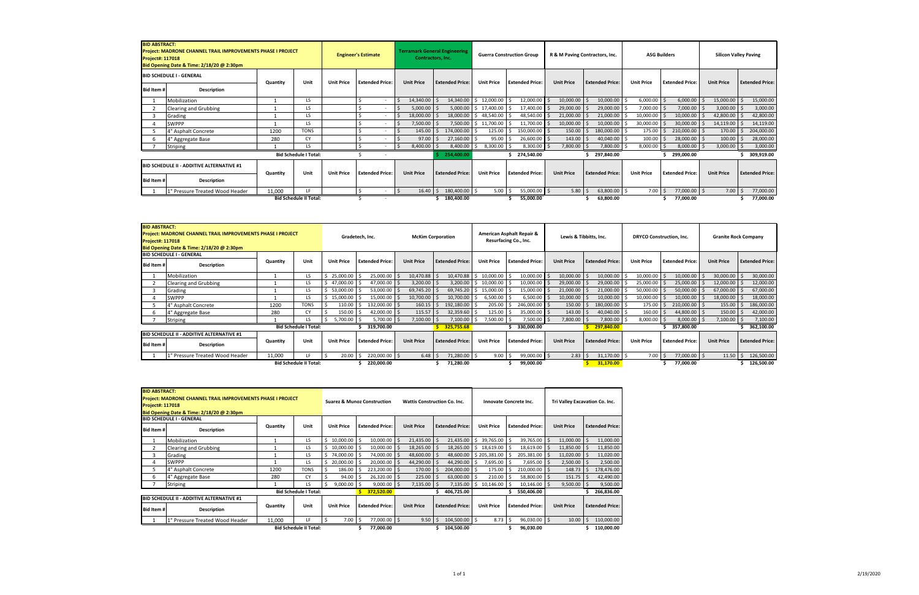**BID ABSTRACT:**
**Project: MADRONE CHANNEL TRAIL IMPROVEMENTS PHASE I PROJECT**
**Project#: 117018**
**Bid Opening Date & Time: 2/18/20 @ 2:30pm**

| | | | | Engineer's Estimate | | Terramark General Engineering Contractors, Inc. | | Guerra Construction Group | | R & M Paving Contractors, Inc. | | ASG Builders | | Silicon Valley Paving | |
|---|---|---|---|---|---|---|---|---|---|---|---|---|---|---|---|
| **BID SCHEDULE I - GENERAL** | | | | | | | | | | | | | | | |
| Bid Item # | Description | Quantity | Unit | Unit Price | Extended Price: | Unit Price | Extended Price: | Unit Price | Extended Price: | Unit Price | Extended Price: | Unit Price | Extended Price: | Unit Price | Extended Price: |
| 1 | Mobilization | 1 | LS | | $ - | $ 14,340.00 | $ 14,340.00 | $ 12,000.00 | $ 12,000.00 | $ 10,000.00 | $ 10,000.00 | $ 6,000.00 | $ 6,000.00 | $ 15,000.00 | $ 15,000.00 |
| 2 | Clearing and Grubbing | 1 | LS | | $ - | $ 5,000.00 | $ 5,000.00 | $ 17,400.00 | $ 17,400.00 | $ 29,000.00 | $ 29,000.00 | $ 7,000.00 | $ 7,000.00 | $ 3,000.00 | $ 3,000.00 |
| 3 | Grading | 1 | LS | | $ - | $ 18,000.00 | $ 18,000.00 | $ 48,540.00 | $ 48,540.00 | $ 21,000.00 | $ 21,000.00 | $ 10,000.00 | $ 10,000.00 | $ 42,800.00 | $ 42,800.00 |
| 4 | SWPPP | 1 | LS | | $ - | $ 7,500.00 | $ 7,500.00 | $ 11,700.00 | $ 11,700.00 | $ 10,000.00 | $ 10,000.00 | $ 30,000.00 | $ 30,000.00 | $ 14,119.00 | $ 14,119.00 |
| 5 | 4" Asphalt Concrete | 1200 | TONS | | $ - | $ 145.00 | $ 174,000.00 | $ 125.00 | $ 150,000.00 | $ 150.00 | $ 180,000.00 | $ 175.00 | $ 210,000.00 | $ 170.00 | $ 204,000.00 |
| 6 | 4" Aggregate Base | 280 | CY | | $ - | $ 97.00 | $ 27,160.00 | $ 95.00 | $ 26,600.00 | $ 143.00 | $ 40,040.00 | $ 100.00 | $ 28,000.00 | $ 100.00 | $ 28,000.00 |
| 7 | Striping | 1 | LS | | $ - | $ 8,400.00 | $ 8,400.00 | $ 8,300.00 | $ 8,300.00 | $ 7,800.00 | $ 7,800.00 | $ 8,000.00 | $ 8,000.00 | $ 3,000.00 | $ 3,000.00 |
| | | **Bid Schedule I Total:** | | | $ - | | **$ 254,400.00** | | **$ 274,540.00** | | **$ 297,840.00** | | **$ 299,000.00** | | **$ 309,919.00** |
| **BID SCHEDULE II - ADDITIVE ALTERNATIVE #1** | | | | | | | | | | | | | | | |
| Bid Item # | Description | Quantity | Unit | Unit Price | Extended Price: | Unit Price | Extended Price: | Unit Price | Extended Price: | Unit Price | Extended Price: | Unit Price | Extended Price: | Unit Price | Extended Price: |
| 1 | 1" Pressure Treated Wood Header | 11,000 | LF | | $ - | $ 16.40 | $ 180,400.00 | $ 5.00 | $ 55,000.00 | $ 5.80 | $ 63,800.00 | $ 7.00 | $ 77,000.00 | $ 7.00 | $ 77,000.00 |
| | | **Bid Schedule II Total:** | | | $ - | | **$ 180,400.00** | | **$ 55,000.00** | | **$ 63,800.00** | | **$ 77,000.00** | | **$ 77,000.00** |

**BID ABSTRACT:**
**Project: MADRONE CHANNEL TRAIL IMPROVEMENTS PHASE I PROJECT**
**Project#: 117018**
**Bid Opening Date & Time: 2/18/20 @ 2:30pm**

| | | | | Gradetech, Inc. | | McKim Corporation | | American Asphalt Repair & Resurfacing Co., Inc. | | Lewis & Tibbitts, Inc. | | DRYCO Construction, Inc. | | Granite Rock Company | |
|---|---|---|---|---|---|---|---|---|---|---|---|---|---|---|---|
| **BID SCHEDULE I - GENERAL** | | | | | | | | | | | | | | | |
| Bid Item # | Description | Quantity | Unit | Unit Price | Extended Price: | Unit Price | Extended Price: | Unit Price | Extended Price: | Unit Price | Extended Price: | Unit Price | Extended Price: | Unit Price | Extended Price: |
| 1 | Mobilization | 1 | LS | $ 25,000.00 | $ 25,000.00 | $ 10,470.88 | $ 10,470.88 | $ 10,000.00 | $ 10,000.00 | $ 10,000.00 | $ 10,000.00 | $ 10,000.00 | $ 10,000.00 | $ 30,000.00 | $ 30,000.00 |
| 2 | Clearing and Grubbing | 1 | LS | $ 47,000.00 | $ 47,000.00 | $ 3,200.00 | $ 3,200.00 | $ 10,000.00 | $ 10,000.00 | $ 29,000.00 | $ 29,000.00 | $ 25,000.00 | $ 25,000.00 | $ 12,000.00 | $ 12,000.00 |
| 3 | Grading | 1 | LS | $ 53,000.00 | $ 53,000.00 | $ 69,745.20 | $ 69,745.20 | $ 15,000.00 | $ 15,000.00 | $ 21,000.00 | $ 21,000.00 | $ 50,000.00 | $ 50,000.00 | $ 67,000.00 | $ 67,000.00 |
| 4 | SWPPP | 1 | LS | $ 15,000.00 | $ 15,000.00 | $ 10,700.00 | $ 10,700.00 | $ 6,500.00 | $ 6,500.00 | $ 10,000.00 | $ 10,000.00 | $ 10,000.00 | $ 10,000.00 | $ 18,000.00 | $ 18,000.00 |
| 5 | 4" Asphalt Concrete | 1200 | TONS | $ 110.00 | $ 132,000.00 | $ 160.15 | $ 192,180.00 | $ 205.00 | $ 246,000.00 | $ 150.00 | $ 180,000.00 | $ 175.00 | $ 210,000.00 | $ 155.00 | $ 186,000.00 |
| 6 | 4" Aggregate Base | 280 | CY | $ 150.00 | $ 42,000.00 | $ 115.57 | $ 32,359.60 | $ 125.00 | $ 35,000.00 | $ 143.00 | $ 40,040.00 | $ 160.00 | $ 44,800.00 | $ 150.00 | $ 42,000.00 |
| 7 | Striping | 1 | LS | $ 5,700.00 | $ 5,700.00 | $ 7,100.00 | $ 7,100.00 | $ 7,500.00 | $ 7,500.00 | $ 7,800.00 | $ 7,800.00 | $ 8,000.00 | $ 8,000.00 | $ 7,100.00 | $ 7,100.00 |
| | | **Bid Schedule I Total:** | | | **$ 319,700.00** | | **$ 325,755.68** | | **$ 330,000.00** | | **$ 297,840.00** | | **$ 357,800.00** | | **$ 362,100.00** |
| **BID SCHEDULE II - ADDITIVE ALTERNATIVE #1** | | | | | | | | | | | | | | | |
| Bid Item # | Description | Quantity | Unit | Unit Price | Extended Price: | Unit Price | Extended Price: | Unit Price | Extended Price: | Unit Price | Extended Price: | Unit Price | Extended Price: | Unit Price | Extended Price: |
| 1 | 1" Pressure Treated Wood Header | 11,000 | LF | $ 20.00 | $ 220,000.00 | $ 6.48 | $ 71,280.00 | $ 9.00 | $ 99,000.00 | $ 2.83 | $ 31,170.00 | $ 7.00 | $ 77,000.00 | $ 11.50 | $ 126,500.00 |
| | | **Bid Schedule II Total:** | | | **$ 220,000.00** | | **$ 71,280.00** | | **$ 99,000.00** | | **$ 31,170.00** | | **$ 77,000.00** | | **$ 126,500.00** |

**BID ABSTRACT:**
**Project: MADRONE CHANNEL TRAIL IMPROVEMENTS PHASE I PROJECT**
**Project#: 117018**
**Bid Opening Date & Time: 2/18/20 @ 2:30pm**

| | | | | Suarez & Munoz Construction | | Wattis Construction Co. Inc. | | Innovate Concrete Inc. | | Tri Valley Excavation Co. Inc. | |
|---|---|---|---|---|---|---|---|---|---|---|---|
| **BID SCHEDULE I - GENERAL** | | | | | | | | | | | |
| Bid Item # | Description | Quantity | Unit | Unit Price | Extended Price: | Unit Price | Extended Price: | Unit Price | Extended Price: | Unit Price | Extended Price: |
| 1 | Mobilization | 1 | LS | $ 10,000.00 | $ 10,000.00 | $ 21,435.00 | $ 21,435.00 | $ 39,765.00 | $ 39,765.00 | $ 11,000.00 | $ 11,000.00 |
| 2 | Clearing and Grubbing | 1 | LS | $ 10,000.00 | $ 10,000.00 | $ 18,265.00 | $ 18,265.00 | $ 18,619.00 | $ 18,619.00 | $ 11,850.00 | $ 11,850.00 |
| 3 | Grading | 1 | LS | $ 74,000.00 | $ 74,000.00 | $ 48,600.00 | $ 48,600.00 | $ 205,381.00 | $ 205,381.00 | $ 11,020.00 | $ 11,020.00 |
| 4 | SWPPP | 1 | LS | $ 20,000.00 | $ 20,000.00 | $ 44,290.00 | $ 44,290.00 | $ 7,695.00 | $ 7,695.00 | $ 2,500.00 | $ 2,500.00 |
| 5 | 4" Asphalt Concrete | 1200 | TONS | $ 186.00 | $ 223,200.00 | $ 170.00 | $ 204,000.00 | $ 175.00 | $ 210,000.00 | $ 148.73 | $ 178,476.00 |
| 6 | 4" Aggregate Base | 280 | CY | $ 94.00 | $ 26,320.00 | $ 225.00 | $ 63,000.00 | $ 210.00 | $ 58,800.00 | $ 151.75 | $ 42,490.00 |
| 7 | Striping | 1 | LS | $ 9,000.00 | $ 9,000.00 | $ 7,135.00 | $ 7,135.00 | $ 10,146.00 | $ 10,146.00 | $ 9,500.00 | $ 9,500.00 |
| | | **Bid Schedule I Total:** | | | **$ 372,520.00** | | **$ 406,725.00** | | **$ 550,406.00** | | **$ 266,836.00** |
| **BID SCHEDULE II - ADDITIVE ALTERNATIVE #1** | | | | | | | | | | | |
| Bid Item # | Description | Quantity | Unit | Unit Price | Extended Price: | Unit Price | Extended Price: | Unit Price | Extended Price: | Unit Price | Extended Price: |
| 1 | 1" Pressure Treated Wood Header | 11,000 | LF | $ 7.00 | $ 77,000.00 | $ 9.50 | $ 104,500.00 | $ 8.73 | $ 96,030.00 | $ 10.00 | $ 110,000.00 |
| | | **Bid Schedule II Total:** | | | **$ 77,000.00** | | **$ 104,500.00** | | **$ 96,030.00** | | **$ 110,000.00** |

2/19/2020